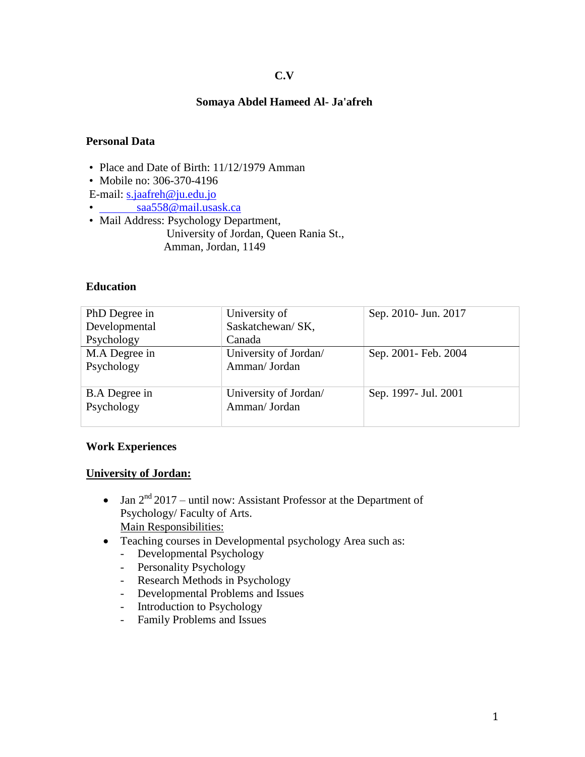**C.V**

**Somaya Abdel Hameed Al- Ja'afreh**

**Personal Data**

- Place and Date of Birth: 11/12/1979 Amman
- Mobile no: 306-370-4196

E-mail: s.jaafreh@ju.edu.jo

- saa558@mail.usask.ca
- Mail Address: Psychology Department,
  University of Jordan, Queen Rania St.,
  Amman, Jordan, 1149

**Education**

| | | |
|---|---|---|
| PhD Degree in Developmental Psychology | University of Saskatchewan/ SK, Canada | Sep. 2010- Jun. 2017 |
| M.A Degree in Psychology | University of Jordan/ Amman/ Jordan | Sep. 2001- Feb. 2004 |
| B.A Degree in Psychology | University of Jordan/ Amman/ Jordan | Sep. 1997- Jul. 2001 |

**Work Experiences**

**University of Jordan:**

- Jan 2nd 2017 – until now: Assistant Professor at the Department of Psychology/ Faculty of Arts.
  Main Responsibilities:
- Teaching courses in Developmental psychology Area such as:
  - Developmental Psychology
  - Personality Psychology
  - Research Methods in Psychology
  - Developmental Problems and Issues
  - Introduction to Psychology
  - Family Problems and Issues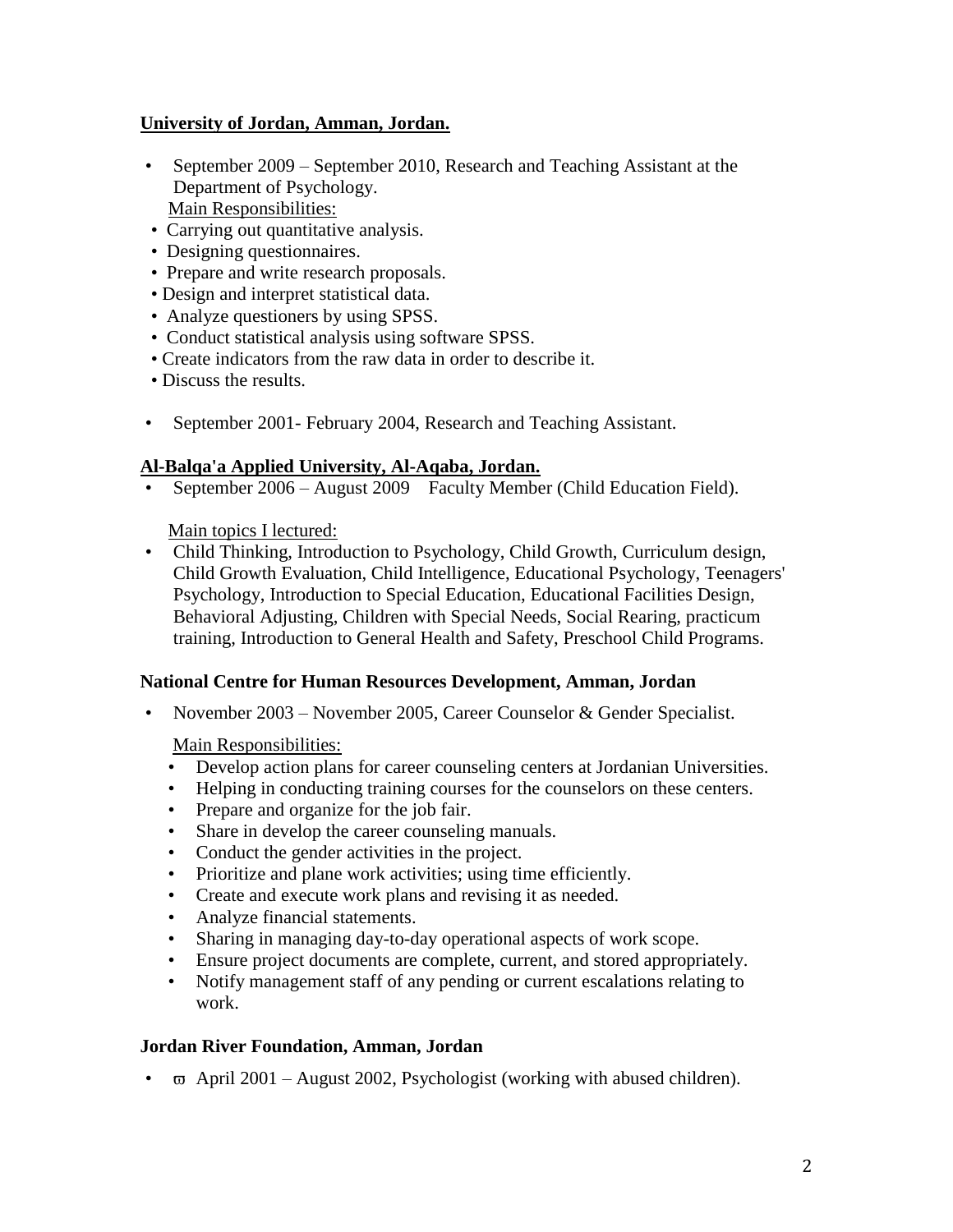**<u>University of Jordan, Amman, Jordan.</u>**

- September 2009 – September 2010, Research and Teaching Assistant at the Department of Psychology.

  <u>Main Responsibilities:</u>
  - Carrying out quantitative analysis.
  - Designing questionnaires.
  - Prepare and write research proposals.
  - Design and interpret statistical data.
  - Analyze questioners by using SPSS.
  - Conduct statistical analysis using software SPSS.
  - Create indicators from the raw data in order to describe it.
  - Discuss the results.

- September 2001- February 2004, Research and Teaching Assistant.

**<u>Al-Balqa'a Applied University, Al-Aqaba, Jordan.</u>**

- September 2006 – August 2009 Faculty Member (Child Education Field).

  <u>Main topics I lectured:</u>

- Child Thinking, Introduction to Psychology, Child Growth, Curriculum design, Child Growth Evaluation, Child Intelligence, Educational Psychology, Teenagers' Psychology, Introduction to Special Education, Educational Facilities Design, Behavioral Adjusting, Children with Special Needs, Social Rearing, practicum training, Introduction to General Health and Safety, Preschool Child Programs.

**National Centre for Human Resources Development, Amman, Jordan**

- November 2003 – November 2005, Career Counselor & Gender Specialist.

  <u>Main Responsibilities:</u>
  - Develop action plans for career counseling centers at Jordanian Universities.
  - Helping in conducting training courses for the counselors on these centers.
  - Prepare and organize for the job fair.
  - Share in develop the career counseling manuals.
  - Conduct the gender activities in the project.
  - Prioritize and plane work activities; using time efficiently.
  - Create and execute work plans and revising it as needed.
  - Analyze financial statements.
  - Sharing in managing day-to-day operational aspects of work scope.
  - Ensure project documents are complete, current, and stored appropriately.
  - Notify management staff of any pending or current escalations relating to work.

**Jordan River Foundation, Amman, Jordan**

- ϖ April 2001 – August 2002, Psychologist (working with abused children).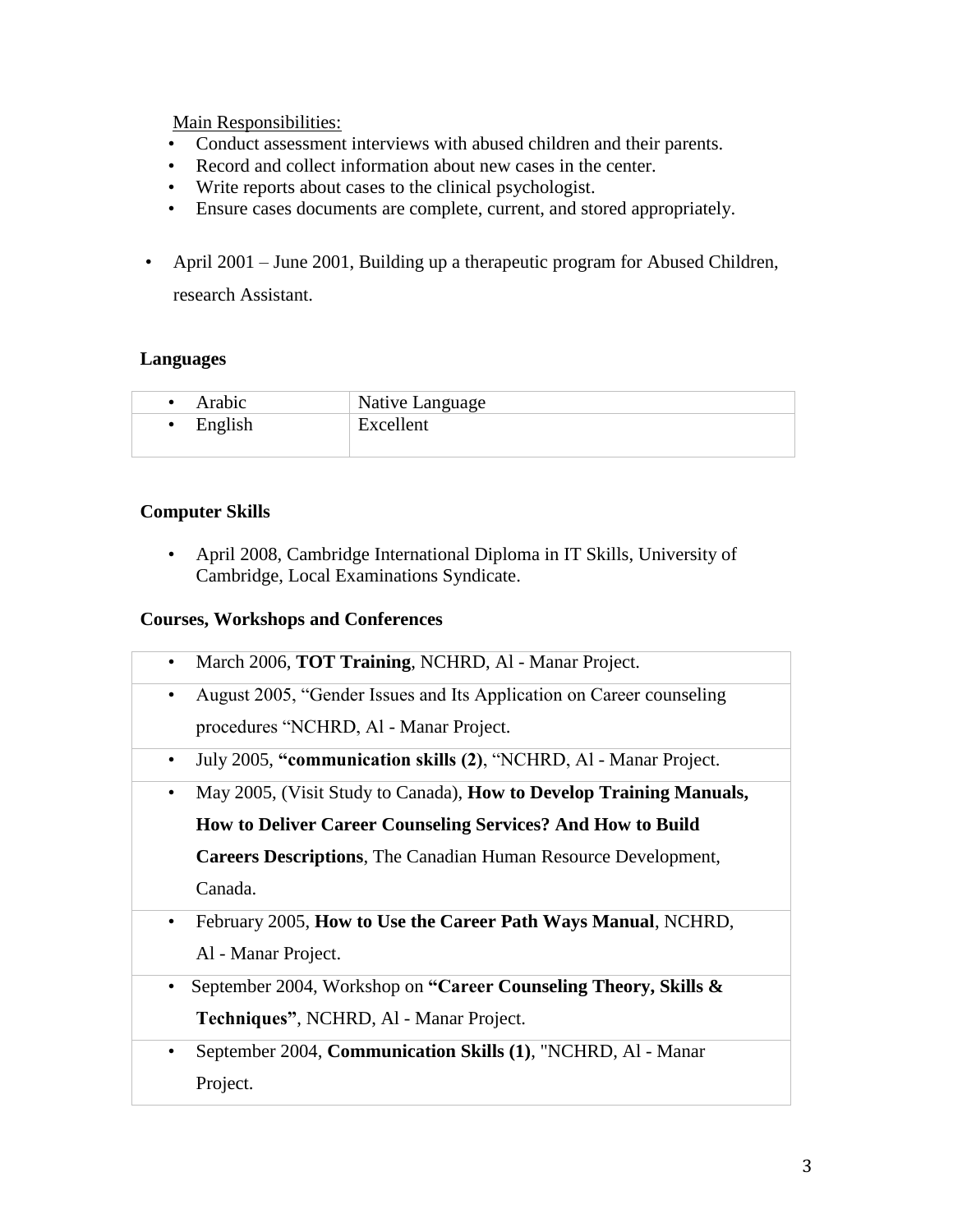Main Responsibilities:

- Conduct assessment interviews with abused children and their parents.
- Record and collect information about new cases in the center.
- Write reports about cases to the clinical psychologist.
- Ensure cases documents are complete, current, and stored appropriately.

- April 2001 – June 2001, Building up a therapeutic program for Abused Children, research Assistant.

**Languages**

| | |
|---|---|
| • Arabic | Native Language |
| • English | Excellent |

**Computer Skills**

- April 2008, Cambridge International Diploma in IT Skills, University of Cambridge, Local Examinations Syndicate.

**Courses, Workshops and Conferences**

| |
|---|
| • March 2006, **TOT Training**, NCHRD, Al - Manar Project. |
| • August 2005, "Gender Issues and Its Application on Career counseling procedures "NCHRD, Al - Manar Project. |
| • July 2005, **"communication skills (2)**, "NCHRD, Al - Manar Project. |
| • May 2005, (Visit Study to Canada), **How to Develop Training Manuals, How to Deliver Career Counseling Services? And How to Build Careers Descriptions**, The Canadian Human Resource Development, Canada. |
| • February 2005, **How to Use the Career Path Ways Manual**, NCHRD, Al - Manar Project. |
| • September 2004, Workshop on **"Career Counseling Theory, Skills & Techniques"**, NCHRD, Al - Manar Project. |
| • September 2004, **Communication Skills (1)**, "NCHRD, Al - Manar Project. |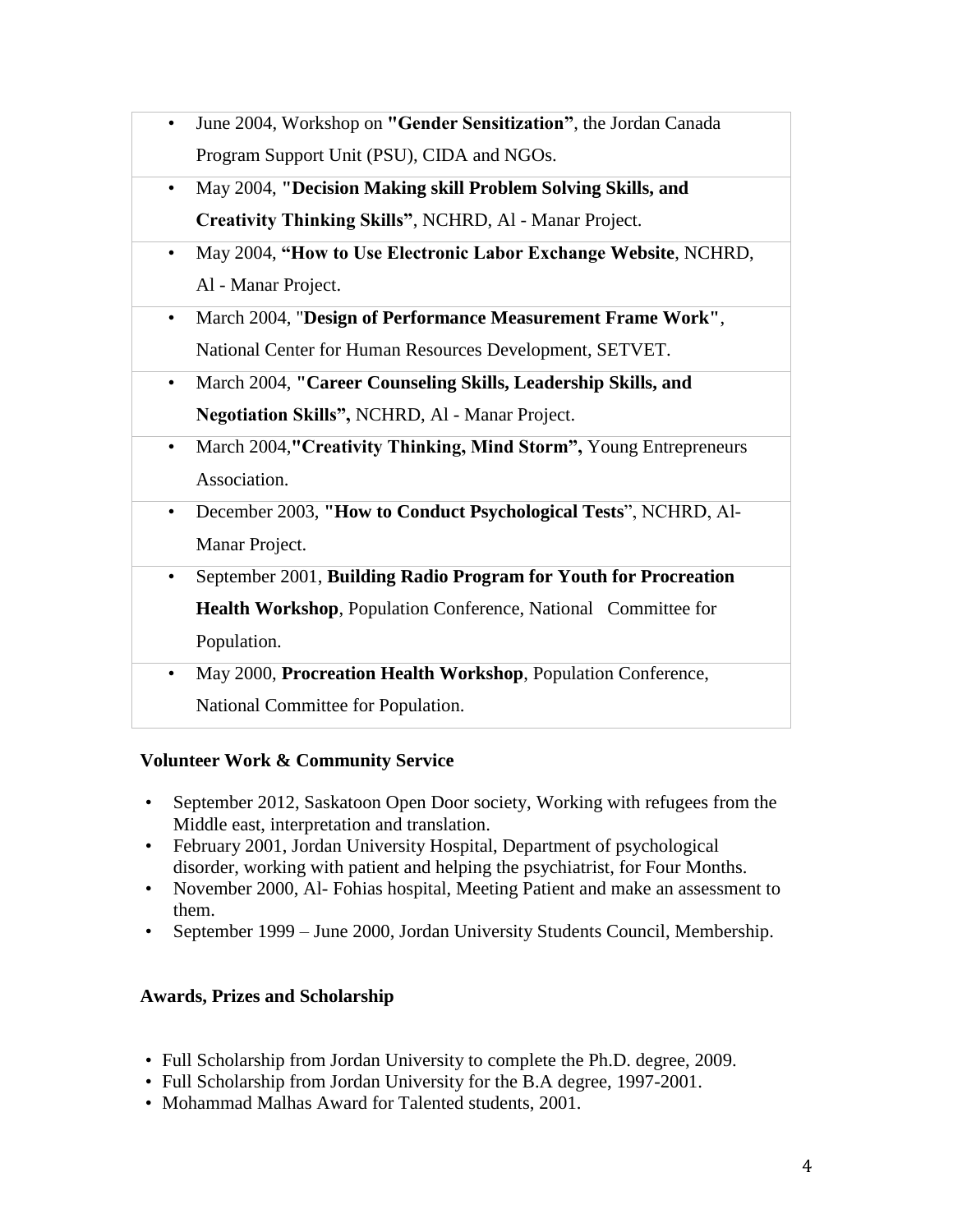- June 2004, Workshop on **"Gender Sensitization"**, the Jordan Canada Program Support Unit (PSU), CIDA and NGOs.
- May 2004, **"Decision Making skill Problem Solving Skills, and Creativity Thinking Skills"**, NCHRD, Al - Manar Project.
- May 2004, **"How to Use Electronic Labor Exchange Website**, NCHRD, Al - Manar Project.
- March 2004, "**Design of Performance Measurement Frame Work"**, National Center for Human Resources Development, SETVET.
- March 2004, **"Career Counseling Skills, Leadership Skills, and Negotiation Skills",** NCHRD, Al - Manar Project.
- March 2004,**"Creativity Thinking, Mind Storm",** Young Entrepreneurs Association.
- December 2003, **"How to Conduct Psychological Tests**", NCHRD, Al-Manar Project.
- September 2001, **Building Radio Program for Youth for Procreation Health Workshop**, Population Conference, National Committee for Population.
- May 2000, **Procreation Health Workshop**, Population Conference, National Committee for Population.

**Volunteer Work & Community Service**

- September 2012, Saskatoon Open Door society, Working with refugees from the Middle east, interpretation and translation.
- February 2001, Jordan University Hospital, Department of psychological disorder, working with patient and helping the psychiatrist, for Four Months.
- November 2000, Al- Fohias hospital, Meeting Patient and make an assessment to them.
- September 1999 – June 2000, Jordan University Students Council, Membership.

**Awards, Prizes and Scholarship**

- Full Scholarship from Jordan University to complete the Ph.D. degree, 2009.
- Full Scholarship from Jordan University for the B.A degree, 1997-2001.
- Mohammad Malhas Award for Talented students, 2001.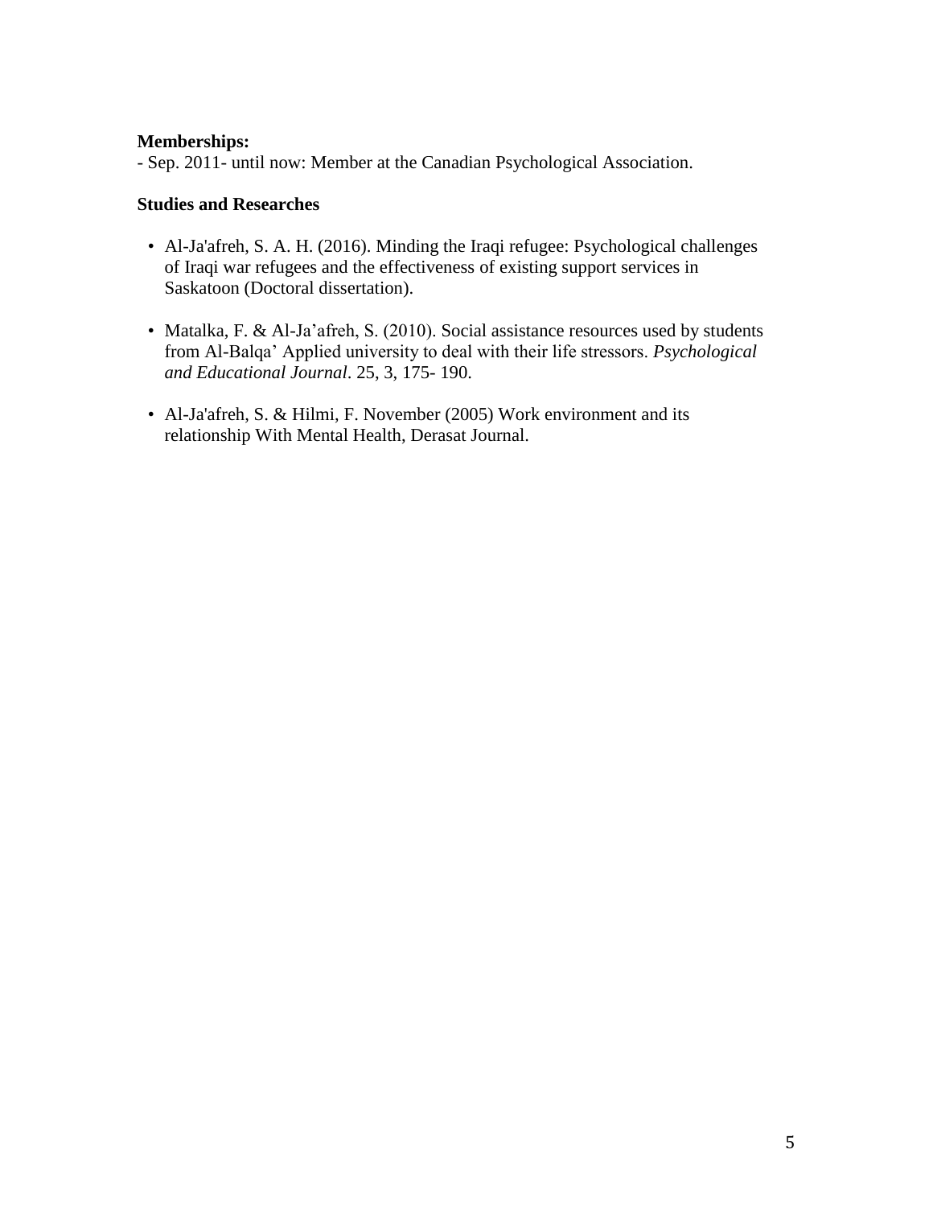**Memberships:**

- Sep. 2011- until now: Member at the Canadian Psychological Association.

**Studies and Researches**

- Al-Ja'afreh, S. A. H. (2016). Minding the Iraqi refugee: Psychological challenges of Iraqi war refugees and the effectiveness of existing support services in Saskatoon (Doctoral dissertation).

- Matalka, F. & Al-Ja'afreh, S. (2010). Social assistance resources used by students from Al-Balqa' Applied university to deal with their life stressors. *Psychological and Educational Journal*. 25, 3, 175- 190.

- Al-Ja'afreh, S. & Hilmi, F. November (2005) Work environment and its relationship With Mental Health, Derasat Journal.